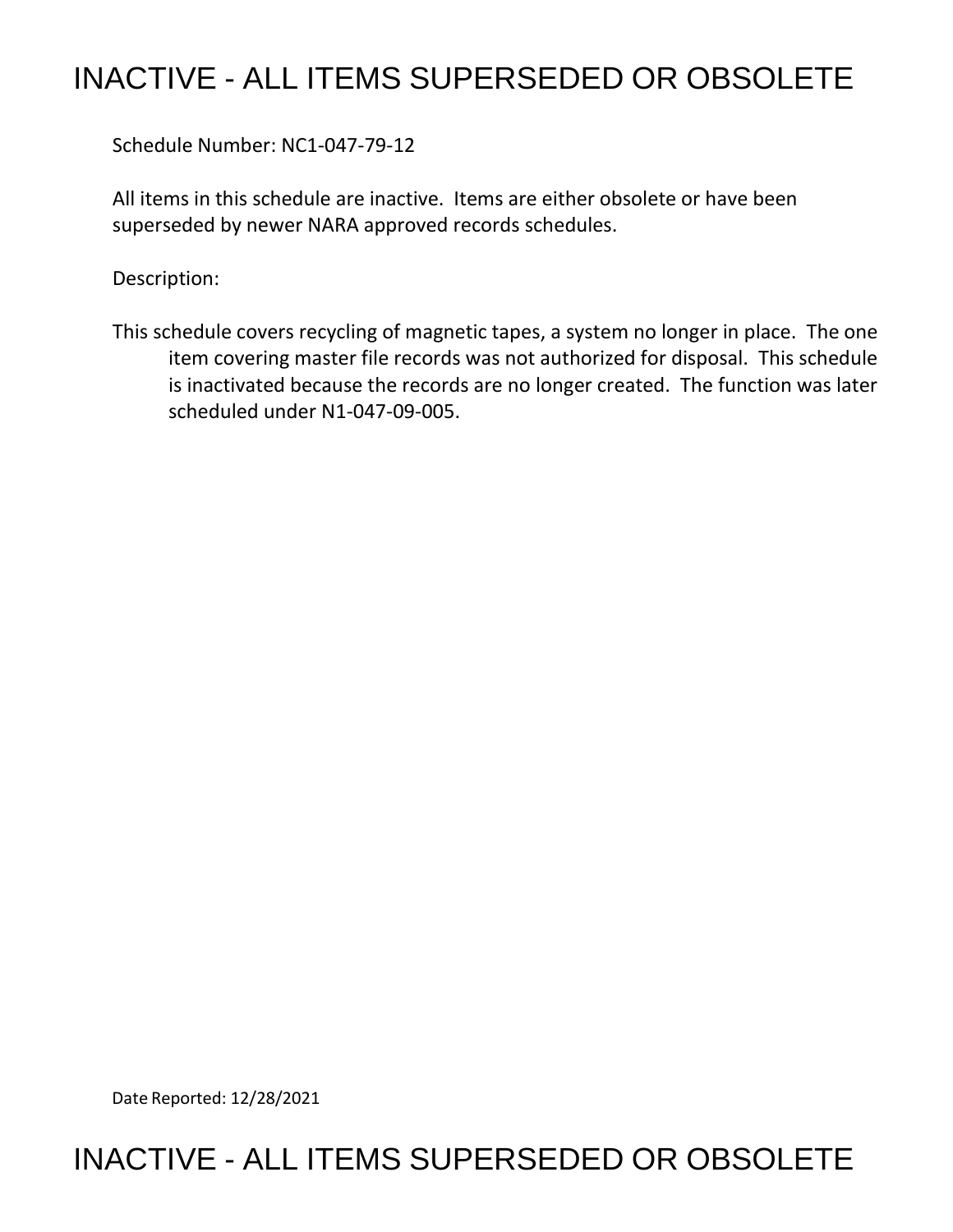# INACTIVE - ALL ITEMS SUPERSEDED OR OBSOLETE

Schedule Number: NC1-047-79-12

All items in this schedule are inactive. Items are either obsolete or have been superseded by newer NARA approved records schedules.

Description:

This schedule covers recycling of magnetic tapes, a system no longer in place. The one item covering master file records was not authorized for disposal. This schedule is inactivated because the records are no longer created. The function was later scheduled under N1-047-09-005.

Date Reported: 12/28/2021

# INACTIVE - ALL ITEMS SUPERSEDED OR OBSOLETE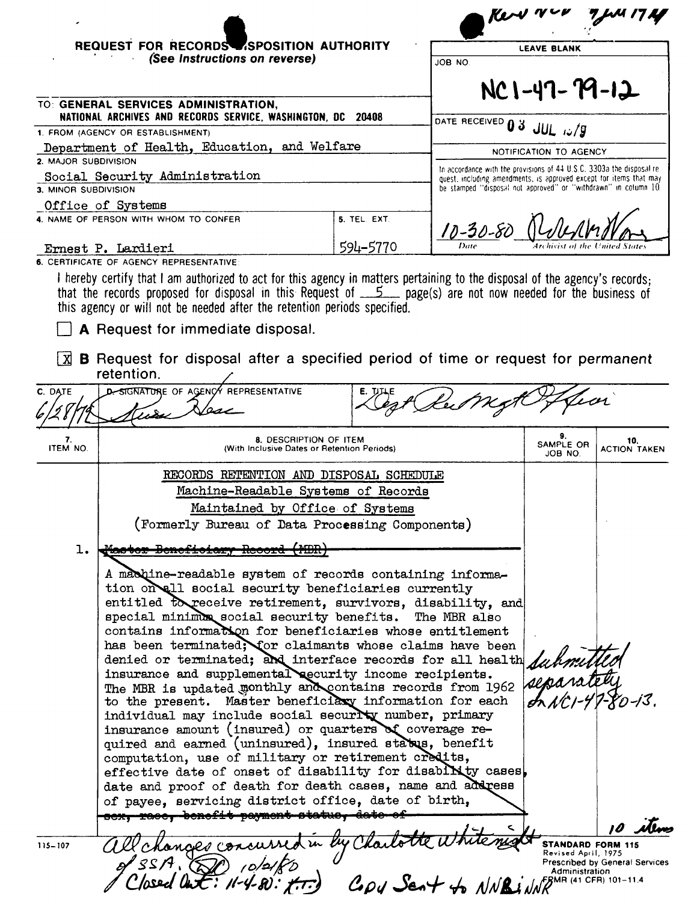Rec'd NCD 7 Jul 1979

**REQUEST FOR RECORDS DISPOSITION AUTHORITY**
*(See Instructions on reverse)*

| | LEAVE BLANK |
|---|---|
| TO: **GENERAL SERVICES ADMINISTRATION, NATIONAL ARCHIVES AND RECORDS SERVICE, WASHINGTON, DC 20408** | JOB NO. NC1-47-79-12 |
| 1. FROM (AGENCY OR ESTABLISHMENT) Department of Health, Education, and Welfare | DATE RECEIVED 03 JUL 1979 |
| 2. MAJOR SUBDIVISION Social Security Administration | NOTIFICATION TO AGENCY |
| 3. MINOR SUBDIVISION Office of Systems | In accordance with the provisions of 44 U.S.C. 3303a the disposal request, including amendments, is approved except for items that may be stamped "disposal not approved" or "withdrawn" in column 10. |
| 4. NAME OF PERSON WITH WHOM TO CONFER Ernest P. Lardieri — 5. TEL. EXT. 594-5770 | 10-30-80 (Date) Robert M. Warner (Archivist of the United States) |

6. CERTIFICATE OF AGENCY REPRESENTATIVE

I hereby certify that I am authorized to act for this agency in matters pertaining to the disposal of the agency's records; that the records proposed for disposal in this Request of 5 page(s) are not now needed for the business of this agency or will not be needed after the retention periods specified.

☐ **A** Request for immediate disposal.

☒ **B** Request for disposal after a specified period of time or request for permanent retention.

| C. DATE | D. SIGNATURE OF AGENCY REPRESENTATIVE | E. TITLE |
|---|---|---|
| 6/28/79 | Susan Hess | Dept Rec Mgt Officer |

| 7. ITEM NO. | 8. DESCRIPTION OF ITEM (With Inclusive Dates or Retention Periods) | 9. SAMPLE OR JOB NO. | 10. ACTION TAKEN |
|---|---|---|---|
| | RECORDS RETENTION AND DISPOSAL SCHEDULE<br>Machine-Readable Systems of Records<br>Maintained by Office of Systems<br>(Formerly Bureau of Data Processing Components) | | |
| 1. | ~~Master Beneficiary Record (MBR)~~<br>~~A machine-readable system of records containing information on all social security beneficiaries currently entitled to receive retirement, survivors, disability, and special minimum social security benefits. The MBR also contains information for beneficiaries whose entitlement has been terminated; for claimants whose claims have been denied or terminated; and interface records for all health insurance and supplemental security income recipients. The MBR is updated monthly and contains records from 1962 to the present. Master beneficiary information for each individual may include social security number, primary insurance amount (insured) or quarters of coverage required and earned (uninsured), insured status, benefit computation, use of military or retirement credits, effective date of onset of disability for disability cases, date and proof of death for death cases, name and address of payee, servicing district office, date of birth, sex, race, benefit payment status, date of~~ | Submitted separately on NC1-47-80-13. | |

10 items

115-107

All changes concurred in by Charlotte Whitenight of SSA. (RC) 10/21/80
Closed Out: 11-4-80: (T.T.) Copy Sent to NNB; NNR

STANDARD FORM 115
Revised April, 1975
Prescribed by General Services Administration
FPMR (41 CFR) 101-11.4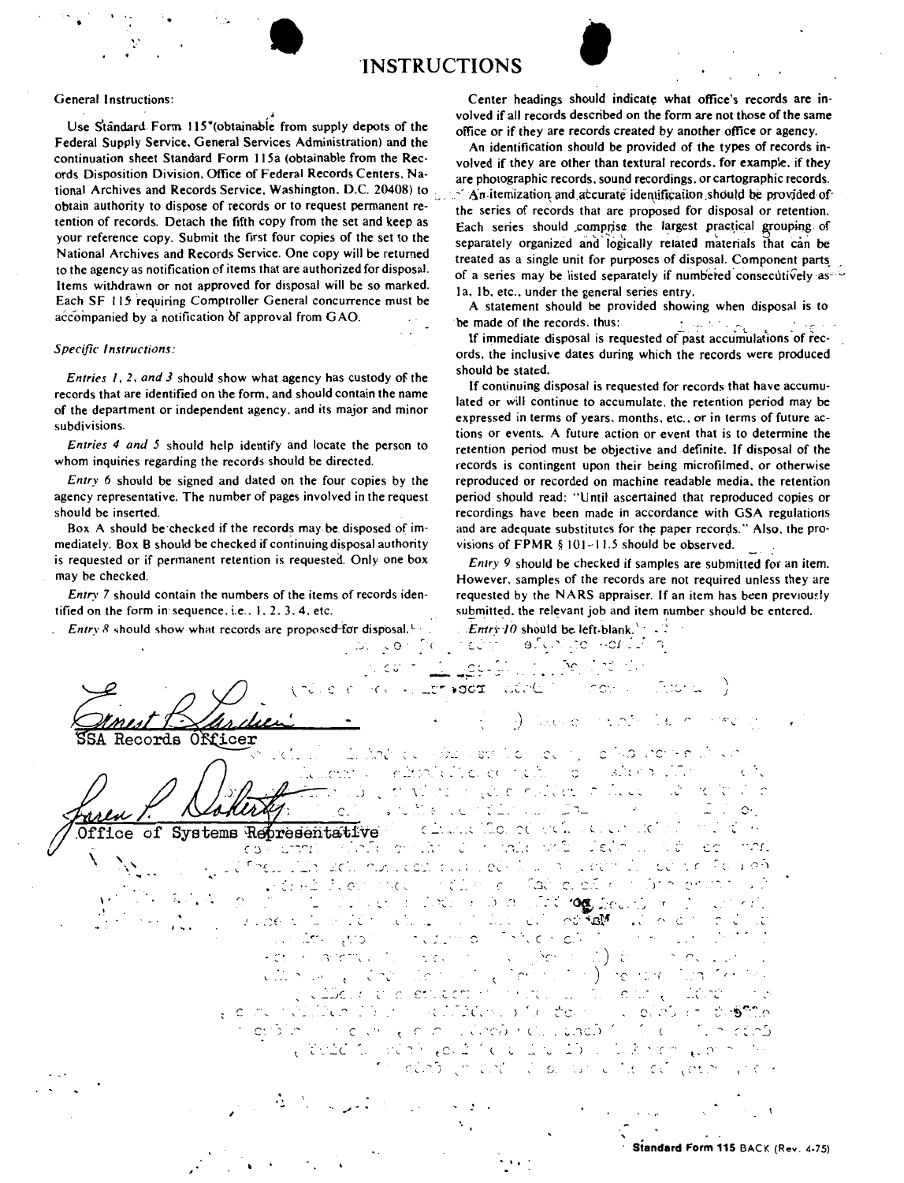# INSTRUCTIONS

General Instructions:

Use Standard Form 115*(obtainable from supply depots of the Federal Supply Service, General Services Administration) and the continuation sheet Standard Form 115a (obtainable from the Records Disposition Division, Office of Federal Records Centers, National Archives and Records Service, Washington, D.C. 20408) to obtain authority to dispose of records or to request permanent retention of records. Detach the fifth copy from the set and keep as your reference copy. Submit the first four copies of the set to the National Archives and Records Service. One copy will be returned to the agency as notification of items that are authorized for disposal. Items withdrawn or not approved for disposal will be so marked. Each SF 115 requiring Comptroller General concurrence must be accompanied by a notification of approval from GAO.

*Specific Instructions:*

*Entries 1, 2, and 3* should show what agency has custody of the records that are identified on the form, and should contain the name of the department or independent agency, and its major and minor subdivisions.

*Entries 4 and 5* should help identify and locate the person to whom inquiries regarding the records should be directed.

*Entry 6* should be signed and dated on the four copies by the agency representative. The number of pages involved in the request should be inserted.

Box A should be checked if the records may be disposed of immediately. Box B should be checked if continuing disposal authority is requested or if permanent retention is requested. Only one box may be checked.

*Entry 7* should contain the numbers of the items of records identified on the form in sequence, i.e., 1, 2, 3, 4, etc.

*Entry 8* should show what records are proposed for disposal.

Center headings should indicate what office's records are involved if all records described on the form are not those of the same office or if they are records created by another office or agency.

An identification should be provided of the types of records involved if they are other than textural records, for example, if they are photographic records, sound recordings, or cartographic records.

An itemization and accurate identification should be provided of the series of records that are proposed for disposal or retention. Each series should comprise the largest practical grouping of separately organized and logically related materials that can be treated as a single unit for purposes of disposal. Component parts of a series may be listed separately if numbered consecutively as 1a, 1b, etc., under the general series entry.

A statement should be provided showing when disposal is to be made of the records, thus:

If immediate disposal is requested of past accumulations of records, the inclusive dates during which the records were produced should be stated.

If continuing disposal is requested for records that have accumulated or will continue to accumulate, the retention period may be expressed in terms of years, months, etc., or in terms of future actions or events. A future action or event that is to determine the retention period must be objective and definite. If disposal of the records is contingent upon their being microfilmed, or otherwise reproduced or recorded on machine readable media, the retention period should read: "Until ascertained that reproduced copies or recordings have been made in accordance with GSA regulations and are adequate substitutes for the paper records." Also, the provisions of FPMR § 101-11.5 should be observed.

*Entry 9* should be checked if samples are submitted for an item. However, samples of the records are not required unless they are requested by the NARS appraiser. If an item has been previously submitted, the relevant job and item number should be entered.

*Entry 10* should be left blank.

Ernest P. Sardien
SSA Records Officer

Karen P. Doherty
Office of Systems Representative

Standard Form 115 BACK (Rev. 4-75)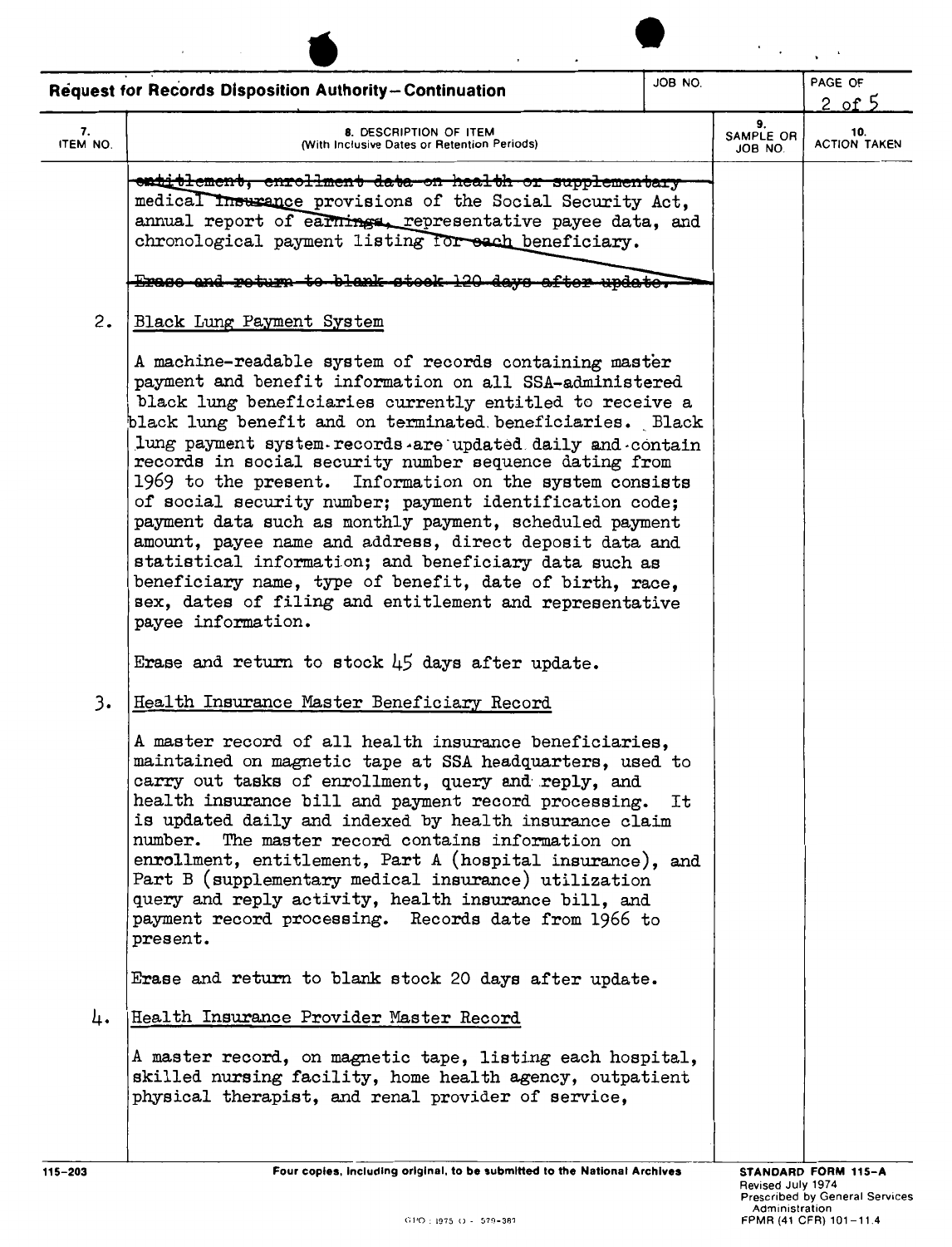**Request for Records Disposition Authority—Continuation**

JOB NO.

PAGE 2 OF 5

| 7. ITEM NO. | 8. DESCRIPTION OF ITEM (With Inclusive Dates or Retention Periods) | 9. SAMPLE OR JOB NO. | 10. ACTION TAKEN |
|---|---|---|---|
| | ~~entitlement, enrollment data on health or supplementary~~ medical ~~insurance~~ provisions of the Social Security Act, annual report of ~~earnings~~, representative payee data, and chronological payment listing ~~for each~~ beneficiary. | | |
| | ~~Erase and return to blank stock 120 days after update.~~ | | |
| 2. | Black Lung Payment System | | |
| | A machine-readable system of records containing master payment and benefit information on all SSA-administered black lung beneficiaries currently entitled to receive a black lung benefit and on terminated beneficiaries. Black lung payment system records are updated daily and contain records in social security number sequence dating from 1969 to the present. Information on the system consists of social security number; payment identification code; payment data such as monthly payment, scheduled payment amount, payee name and address, direct deposit data and statistical information; and beneficiary data such as beneficiary name, type of benefit, date of birth, race, sex, dates of filing and entitlement and representative payee information. | | |
| | Erase and return to stock 45 days after update. | | |
| 3. | Health Insurance Master Beneficiary Record | | |
| | A master record of all health insurance beneficiaries, maintained on magnetic tape at SSA headquarters, used to carry out tasks of enrollment, query and reply, and health insurance bill and payment record processing. It is updated daily and indexed by health insurance claim number. The master record contains information on enrollment, entitlement, Part A (hospital insurance), and Part B (supplementary medical insurance) utilization query and reply activity, health insurance bill, and payment record processing. Records date from 1966 to present. | | |
| | Erase and return to blank stock 20 days after update. | | |
| 4. | Health Insurance Provider Master Record | | |
| | A master record, on magnetic tape, listing each hospital, skilled nursing facility, home health agency, outpatient physical therapist, and renal provider of service, | | |

115-203 Four copies, including original, to be submitted to the National Archives

STANDARD FORM 115-A
Revised July 1974
Prescribed by General Services Administration
FPMR (41 CFR) 101-11.4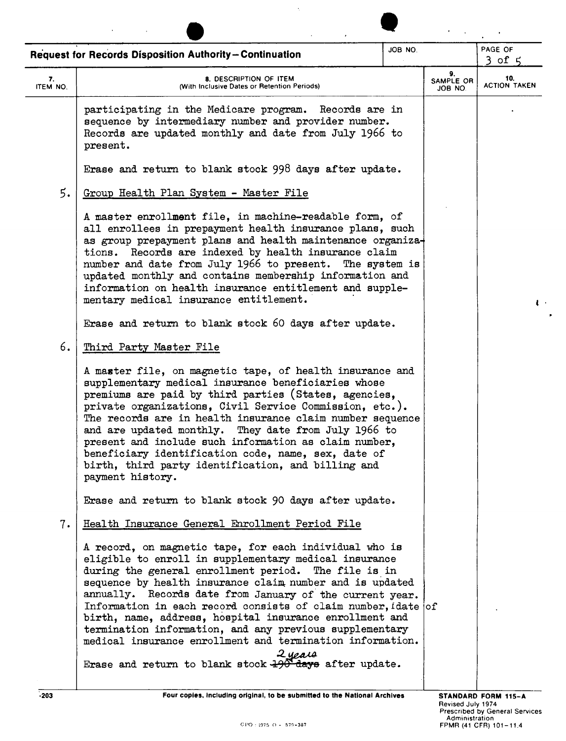## Request for Records Disposition Authority—Continuation

| 7. ITEM NO. | 8. DESCRIPTION OF ITEM (With Inclusive Dates or Retention Periods) | 9. SAMPLE OR JOB NO. | 10. ACTION TAKEN |
|---|---|---|---|
| | participating in the Medicare program. Records are in sequence by intermediary number and provider number. Records are updated monthly and date from July 1966 to present.<br><br>Erase and return to blank stock 998 days after update. | | |
| 5. | <u>Group Health Plan System - Master File</u><br><br>A master enrollment file, in machine-readable form, of all enrollees in prepayment health insurance plans, such as group prepayment plans and health maintenance organizations. Records are indexed by health insurance claim number and date from July 1966 to present. The system is updated monthly and contains membership information and information on health insurance entitlement and supplementary medical insurance entitlement.<br><br>Erase and return to blank stock 60 days after update. | | |
| 6. | <u>Third Party Master File</u><br><br>A master file, on magnetic tape, of health insurance and supplementary medical insurance beneficiaries whose premiums are paid by third parties (States, agencies, private organizations, Civil Service Commission, etc.). The records are in health insurance claim number sequence and are updated monthly. They date from July 1966 to present and include such information as claim number, beneficiary identification code, name, sex, date of birth, third party identification, and billing and payment history.<br><br>Erase and return to blank stock 90 days after update. | | |
| 7. | <u>Health Insurance General Enrollment Period File</u><br><br>A record, on magnetic tape, for each individual who is eligible to enroll in supplementary medical insurance during the general enrollment period. The file is in sequence by health insurance claim number and is updated annually. Records date from January of the current year. Information in each record consists of claim number, date of birth, name, address, hospital insurance enrollment and termination information, and any previous supplementary medical insurance enrollment and termination information.<br><br>Erase and return to blank stock ~~190 days~~ 2 years after update. | | |

Four copies, including original, to be submitted to the National Archives

STANDARD FORM 115-A
Revised July 1974
Prescribed by General Services Administration
FPMR (41 CFR) 101-11.4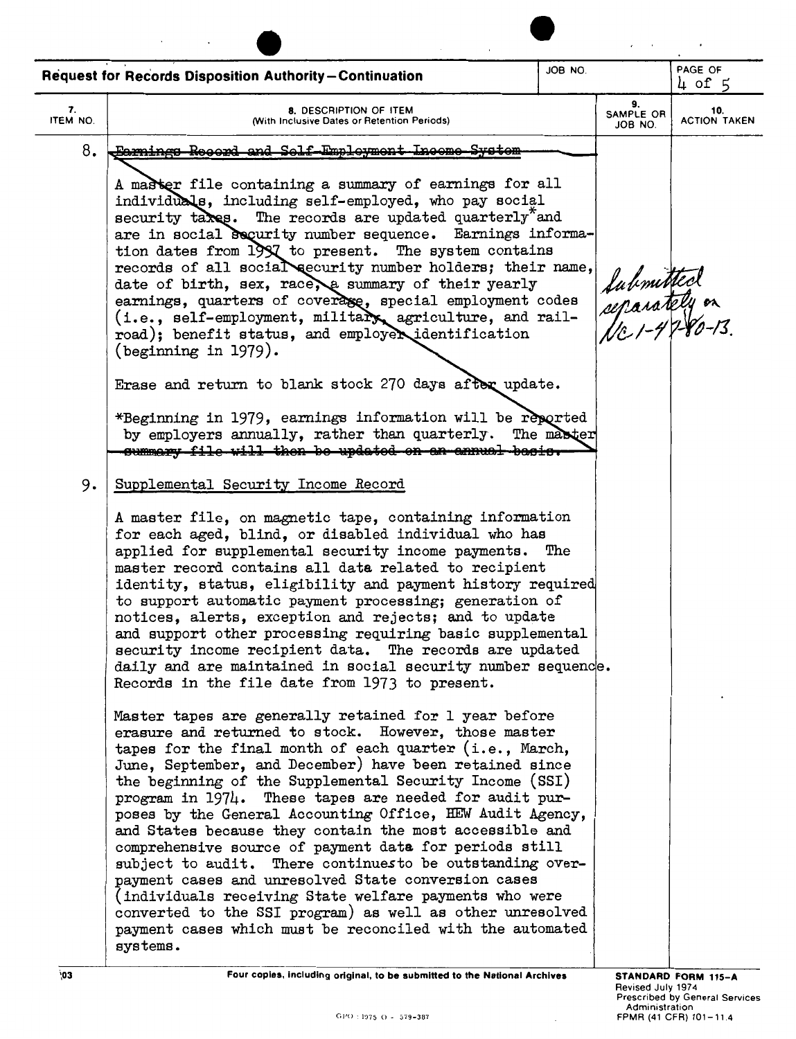## Request for Records Disposition Authority—Continuation

| 7. ITEM NO. | 8. DESCRIPTION OF ITEM (With Inclusive Dates or Retention Periods) | 9. SAMPLE OR JOB NO. | 10. ACTION TAKEN |
|---|---|---|---|
| 8. | ~~Earnings Record and Self-Employment Income System~~<br><br>A master file containing a summary of earnings for all individuals, including self-employed, who pay social security taxes. The records are updated quarterly* and are in social security number sequence. Earnings information dates from 1937 to present. The system contains records of all social security number holders; their name, date of birth, sex, race, a summary of their yearly earnings, quarters of coverage, special employment codes (i.e., self-employment, military, agriculture, and railroad); benefit status, and employer identification (beginning in 1979).<br><br>Erase and return to blank stock 270 days after update.<br><br>*Beginning in 1979, earnings information will be reported by employers annually, rather than quarterly. The master ~~summary file will then be updated on an annual basis.~~ | Submitted separately on NC 1-47-80-13. | |
| 9. | Supplemental Security Income Record<br><br>A master file, on magnetic tape, containing information for each aged, blind, or disabled individual who has applied for supplemental security income payments. The master record contains all data related to recipient identity, status, eligibility and payment history required to support automatic payment processing; generation of notices, alerts, exception and rejects; and to update and support other processing requiring basic supplemental security income recipient data. The records are updated daily and are maintained in social security number sequence. Records in the file date from 1973 to present.<br><br>Master tapes are generally retained for 1 year before erasure and returned to stock. However, those master tapes for the final month of each quarter (i.e., March, June, September, and December) have been retained since the beginning of the Supplemental Security Income (SSI) program in 1974. These tapes are needed for audit purposes by the General Accounting Office, HEW Audit Agency, and States because they contain the most accessible and comprehensive source of payment data for periods still subject to audit. There continues to be outstanding overpayment cases and unresolved State conversion cases (individuals receiving State welfare payments who were converted to the SSI program) as well as other unresolved payment cases which must be reconciled with the automated systems. | | |

Four copies, including original, to be submitted to the National Archives

STANDARD FORM 115-A
Revised July 1974
Prescribed by General Services Administration
FPMR (41 CFR) 101-11.4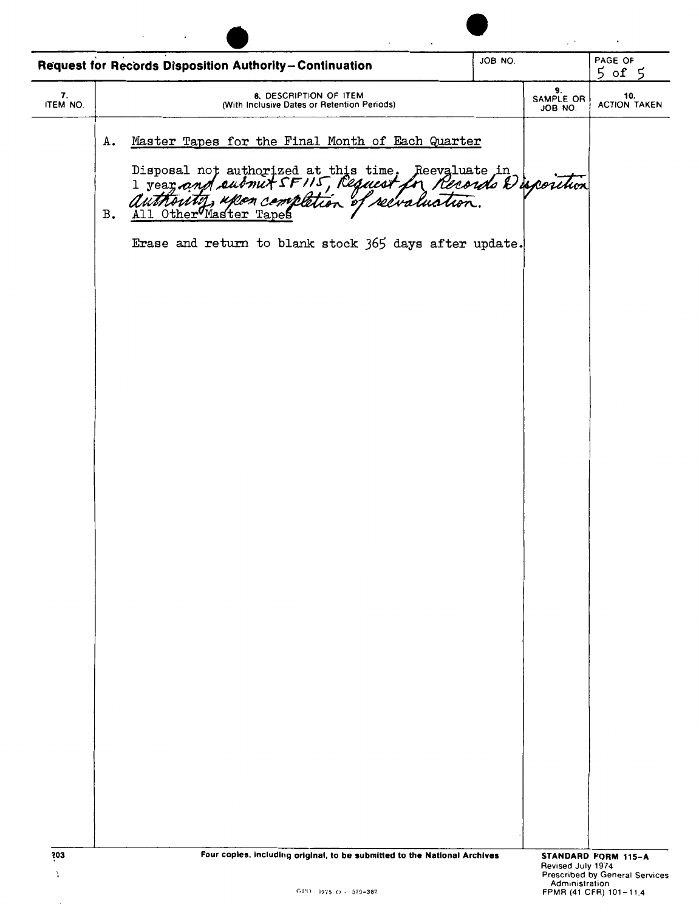# Request for Records Disposition Authority—Continuation

| 7. ITEM NO. | 8. DESCRIPTION OF ITEM (With Inclusive Dates or Retention Periods) | 9. SAMPLE OR JOB NO. | 10. ACTION TAKEN |
|---|---|---|---|
| | A. Master Tapes for the Final Month of Each Quarter<br><br>Disposal not authorized at this time. Reevaluate in 1 year and submit SF115, Request for Records Disposition Authority, upon completion of reevaluation.<br><br>B. All Other Master Tapes<br><br>Erase and return to blank stock 365 days after update. | | |

Four copies, including original, to be submitted to the National Archives

STANDARD FORM 115-A
Revised July 1974
Prescribed by General Services Administration
FPMR (41 CFR) 101-11.4